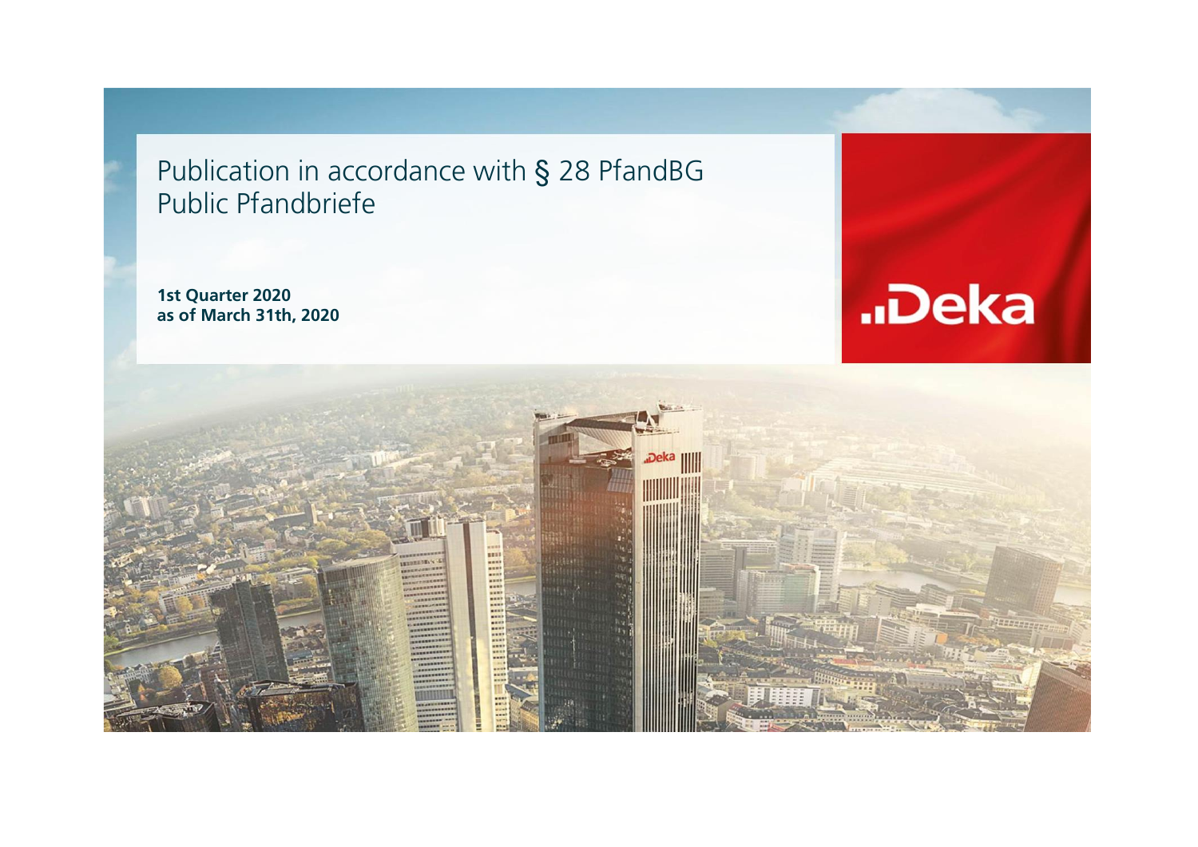# Publication in accordance with § 28 PfandBG
# Public Pfandbriefe

**1st Quarter 2020**
**as of March 31th, 2020**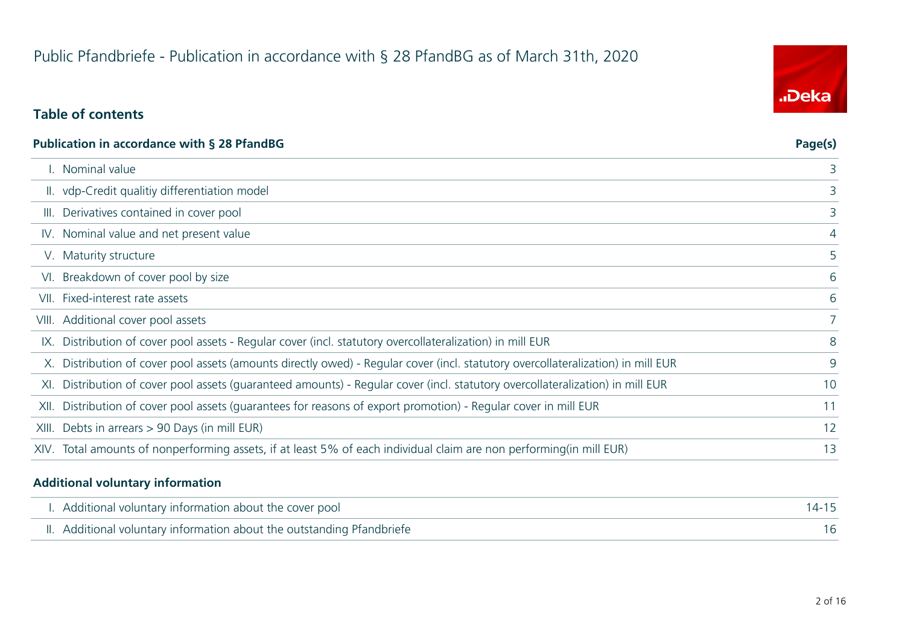# Public Pfandbriefe - Publication in accordance with § 28 PfandBG as of March 31th, 2020

## Table of contents

| Publication in accordance with § 28 PfandBG | Page(s) |
|---|---|
| I. Nominal value | 3 |
| II. vdp-Credit qualitiy differentiation model | 3 |
| III. Derivatives contained in cover pool | 3 |
| IV. Nominal value and net present value | 4 |
| V. Maturity structure | 5 |
| VI. Breakdown of cover pool by size | 6 |
| VII. Fixed-interest rate assets | 6 |
| VIII. Additional cover pool assets | 7 |
| IX. Distribution of cover pool assets - Regular cover (incl. statutory overcollateralization) in mill EUR | 8 |
| X. Distribution of cover pool assets (amounts directly owed) - Regular cover (incl. statutory overcollateralization) in mill EUR | 9 |
| XI. Distribution of cover pool assets (guaranteed amounts) - Regular cover (incl. statutory overcollateralization) in mill EUR | 10 |
| XII. Distribution of cover pool assets (guarantees for reasons of export promotion) - Regular cover in mill EUR | 11 |
| XIII. Debts in arrears > 90 Days (in mill EUR) | 12 |
| XIV. Total amounts of nonperforming assets, if at least 5% of each individual claim are non performing(in mill EUR) | 13 |

| Additional voluntary information | |
|---|---|
| I. Additional voluntary information about the cover pool | 14-15 |
| II. Additional voluntary information about the outstanding Pfandbriefe | 16 |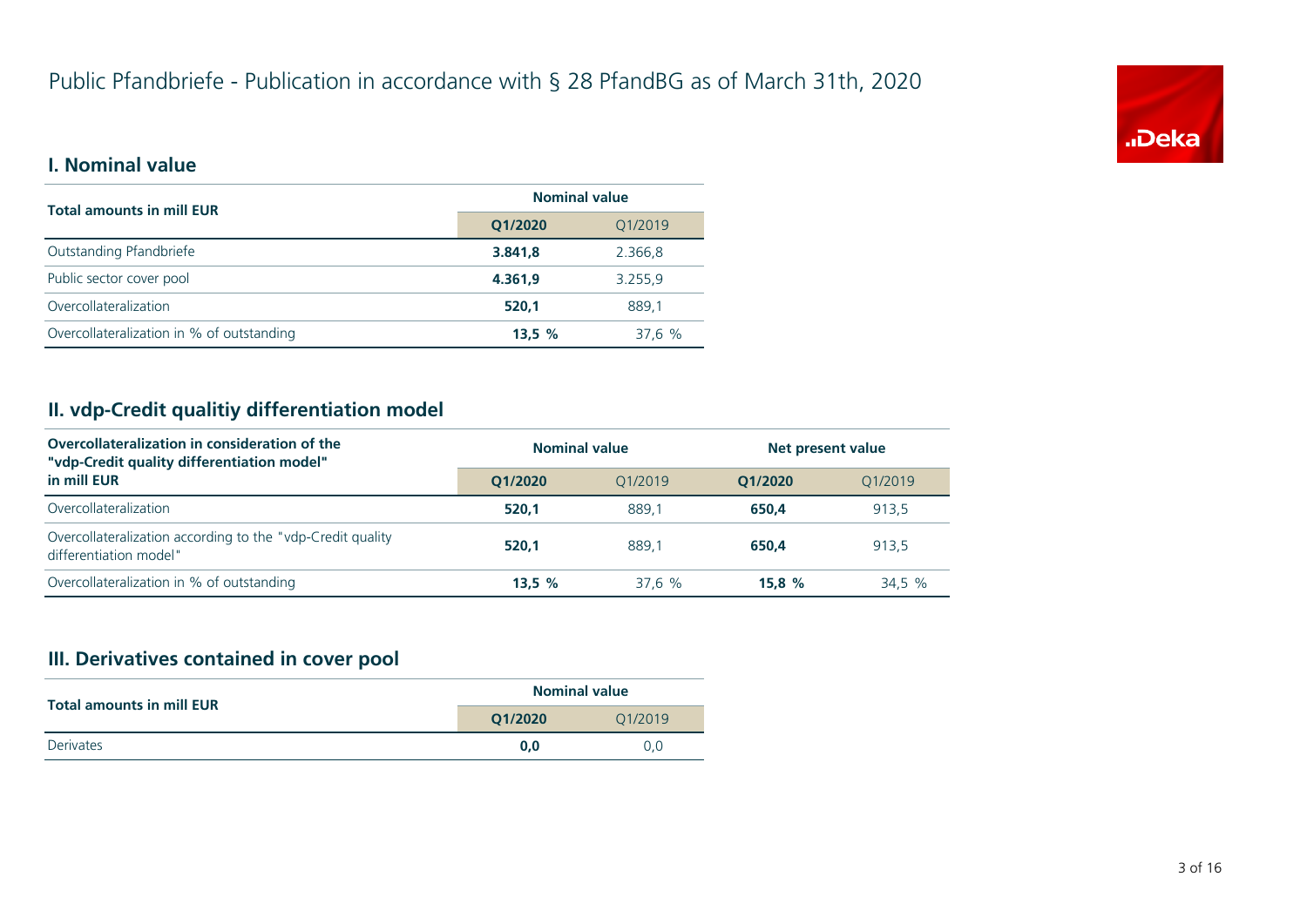# Public Pfandbriefe - Publication in accordance with § 28 PfandBG as of March 31th, 2020

## I. Nominal value

| Total amounts in mill EUR | Nominal value | |
|---|---|---|
| | **Q1/2020** | Q1/2019 |
| Outstanding Pfandbriefe | **3.841,8** | 2.366,8 |
| Public sector cover pool | **4.361,9** | 3.255,9 |
| Overcollateralization | **520,1** | 889,1 |
| Overcollateralization in % of outstanding | **13,5 %** | 37,6 % |

## II. vdp-Credit qualitiy differentiation model

| Overcollateralization in consideration of the "vdp-Credit quality differentiation model" in mill EUR | Nominal value | | Net present value | |
|---|---|---|---|---|
| | **Q1/2020** | Q1/2019 | **Q1/2020** | Q1/2019 |
| Overcollateralization | **520,1** | 889,1 | **650,4** | 913,5 |
| Overcollateralization according to the "vdp-Credit quality differentiation model" | **520,1** | 889,1 | **650,4** | 913,5 |
| Overcollateralization in % of outstanding | **13,5 %** | 37,6 % | **15,8 %** | 34,5 % |

## III. Derivatives contained in cover pool

| Total amounts in mill EUR | Nominal value | |
|---|---|---|
| | **Q1/2020** | Q1/2019 |
| Derivates | **0,0** | 0,0 |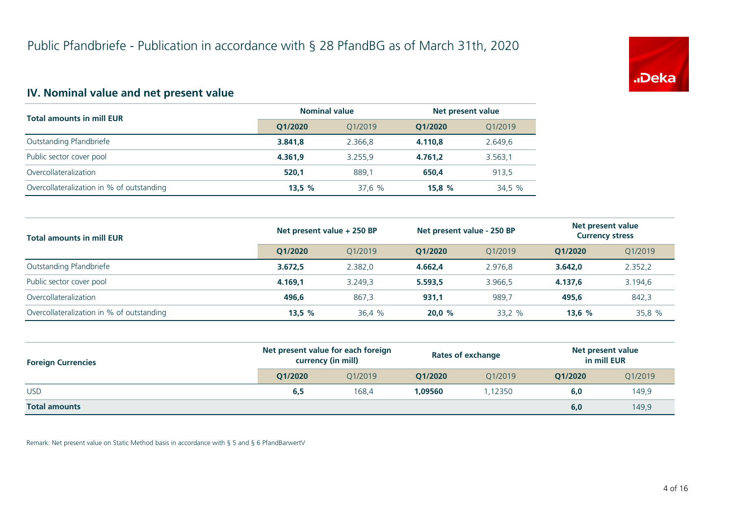# Public Pfandbriefe - Publication in accordance with § 28 PfandBG as of March 31th, 2020

## IV. Nominal value and net present value

| Total amounts in mill EUR | Nominal value | | Net present value | |
|---|---|---|---|---|
| | **Q1/2020** | Q1/2019 | **Q1/2020** | Q1/2019 |
| Outstanding Pfandbriefe | **3.841,8** | 2.366,8 | **4.110,8** | 2.649,6 |
| Public sector cover pool | **4.361,9** | 3.255,9 | **4.761,2** | 3.563,1 |
| Overcollateralization | **520,1** | 889,1 | **650,4** | 913,5 |
| Overcollateralization in % of outstanding | **13,5 %** | 37,6 % | **15,8 %** | 34,5 % |

| Total amounts in mill EUR | Net present value + 250 BP | | Net present value - 250 BP | | Net present value Currency stress | |
|---|---|---|---|---|---|---|
| | **Q1/2020** | Q1/2019 | **Q1/2020** | Q1/2019 | **Q1/2020** | Q1/2019 |
| Outstanding Pfandbriefe | **3.672,5** | 2.382,0 | **4.662,4** | 2.976,8 | **3.642,0** | 2.352,2 |
| Public sector cover pool | **4.169,1** | 3.249,3 | **5.593,5** | 3.966,5 | **4.137,6** | 3.194,6 |
| Overcollateralization | **496,6** | 867,3 | **931,1** | 989,7 | **495,6** | 842,3 |
| Overcollateralization in % of outstanding | **13,5 %** | 36,4 % | **20,0 %** | 33,2 % | **13,6 %** | 35,8 % |

| Foreign Currencies | Net present value for each foreign currency (in mill) | | Rates of exchange | | Net present value in mill EUR | |
|---|---|---|---|---|---|---|
| | **Q1/2020** | Q1/2019 | **Q1/2020** | Q1/2019 | **Q1/2020** | Q1/2019 |
| USD | **6,5** | 168,4 | **1,09560** | 1,12350 | **6,0** | 149,9 |
| **Total amounts** | | | | | **6,0** | 149,9 |

Remark: Net present value on Static Method basis in accordance with § 5 and § 6 PfandBarwertV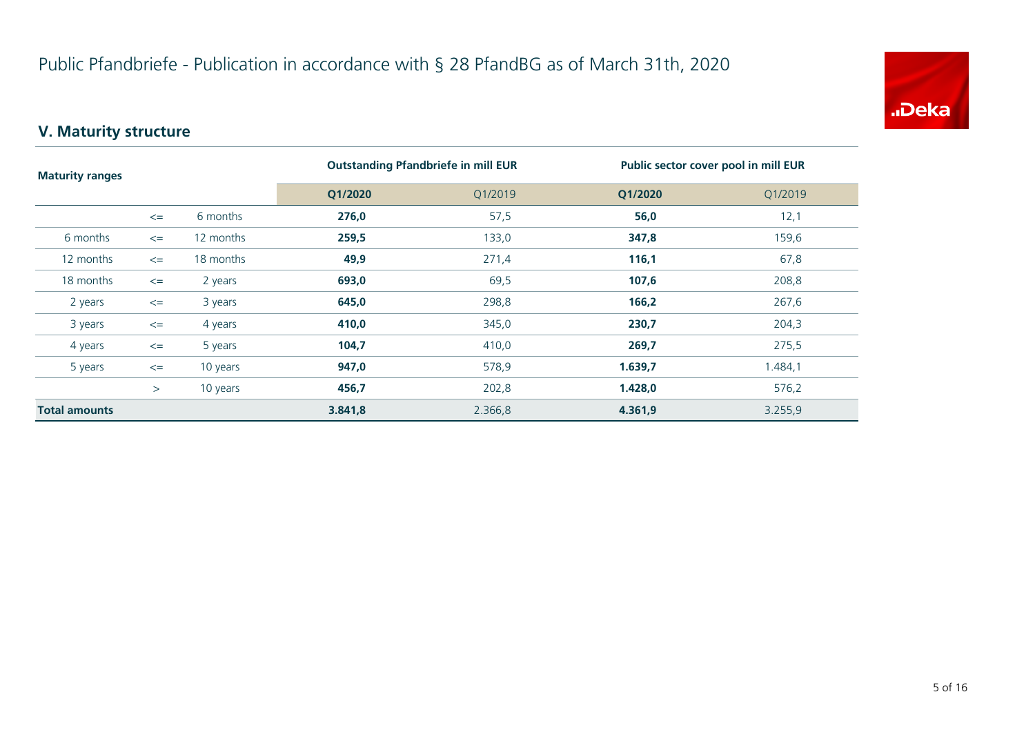# Public Pfandbriefe - Publication in accordance with § 28 PfandBG as of March 31th, 2020

## V. Maturity structure

| Maturity ranges | | | Outstanding Pfandbriefe in mill EUR | | Public sector cover pool in mill EUR | |
|---|---|---|---|---|---|---|
| | | | **Q1/2020** | Q1/2019 | **Q1/2020** | Q1/2019 |
| | <= | 6 months | **276,0** | 57,5 | **56,0** | 12,1 |
| 6 months | <= | 12 months | **259,5** | 133,0 | **347,8** | 159,6 |
| 12 months | <= | 18 months | **49,9** | 271,4 | **116,1** | 67,8 |
| 18 months | <= | 2 years | **693,0** | 69,5 | **107,6** | 208,8 |
| 2 years | <= | 3 years | **645,0** | 298,8 | **166,2** | 267,6 |
| 3 years | <= | 4 years | **410,0** | 345,0 | **230,7** | 204,3 |
| 4 years | <= | 5 years | **104,7** | 410,0 | **269,7** | 275,5 |
| 5 years | <= | 10 years | **947,0** | 578,9 | **1.639,7** | 1.484,1 |
| | > | 10 years | **456,7** | 202,8 | **1.428,0** | 576,2 |
| **Total amounts** | | | **3.841,8** | 2.366,8 | **4.361,9** | 3.255,9 |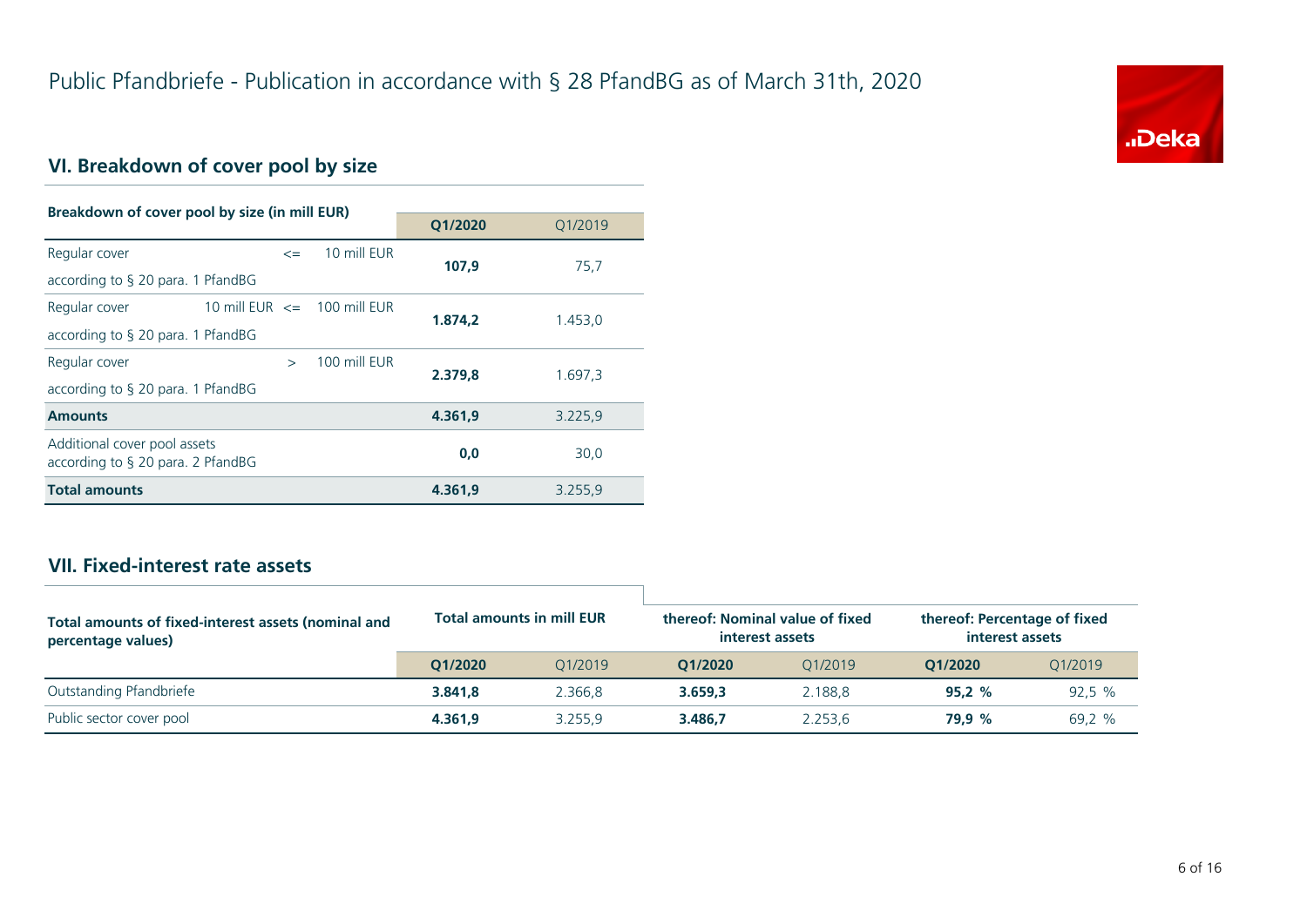# Public Pfandbriefe - Publication in accordance with § 28 PfandBG as of March 31th, 2020

## VI. Breakdown of cover pool by size

| Breakdown of cover pool by size (in mill EUR) | Q1/2020 | Q1/2019 |
|---|---|---|
| Regular cover <= 10 mill EUR according to § 20 para. 1 PfandBG | **107,9** | 75,7 |
| Regular cover 10 mill EUR <= 100 mill EUR according to § 20 para. 1 PfandBG | **1.874,2** | 1.453,0 |
| Regular cover > 100 mill EUR according to § 20 para. 1 PfandBG | **2.379,8** | 1.697,3 |
| **Amounts** | **4.361,9** | 3.225,9 |
| Additional cover pool assets according to § 20 para. 2 PfandBG | **0,0** | 30,0 |
| **Total amounts** | **4.361,9** | 3.255,9 |

## VII. Fixed-interest rate assets

| Total amounts of fixed-interest assets (nominal and percentage values) | Total amounts in mill EUR | | thereof: Nominal value of fixed interest assets | | thereof: Percentage of fixed interest assets | |
|---|---|---|---|---|---|---|
| | Q1/2020 | Q1/2019 | Q1/2020 | Q1/2019 | Q1/2020 | Q1/2019 |
| Outstanding Pfandbriefe | **3.841,8** | 2.366,8 | **3.659,3** | 2.188,8 | **95,2 %** | 92,5 % |
| Public sector cover pool | **4.361,9** | 3.255,9 | **3.486,7** | 2.253,6 | **79,9 %** | 69,2 % |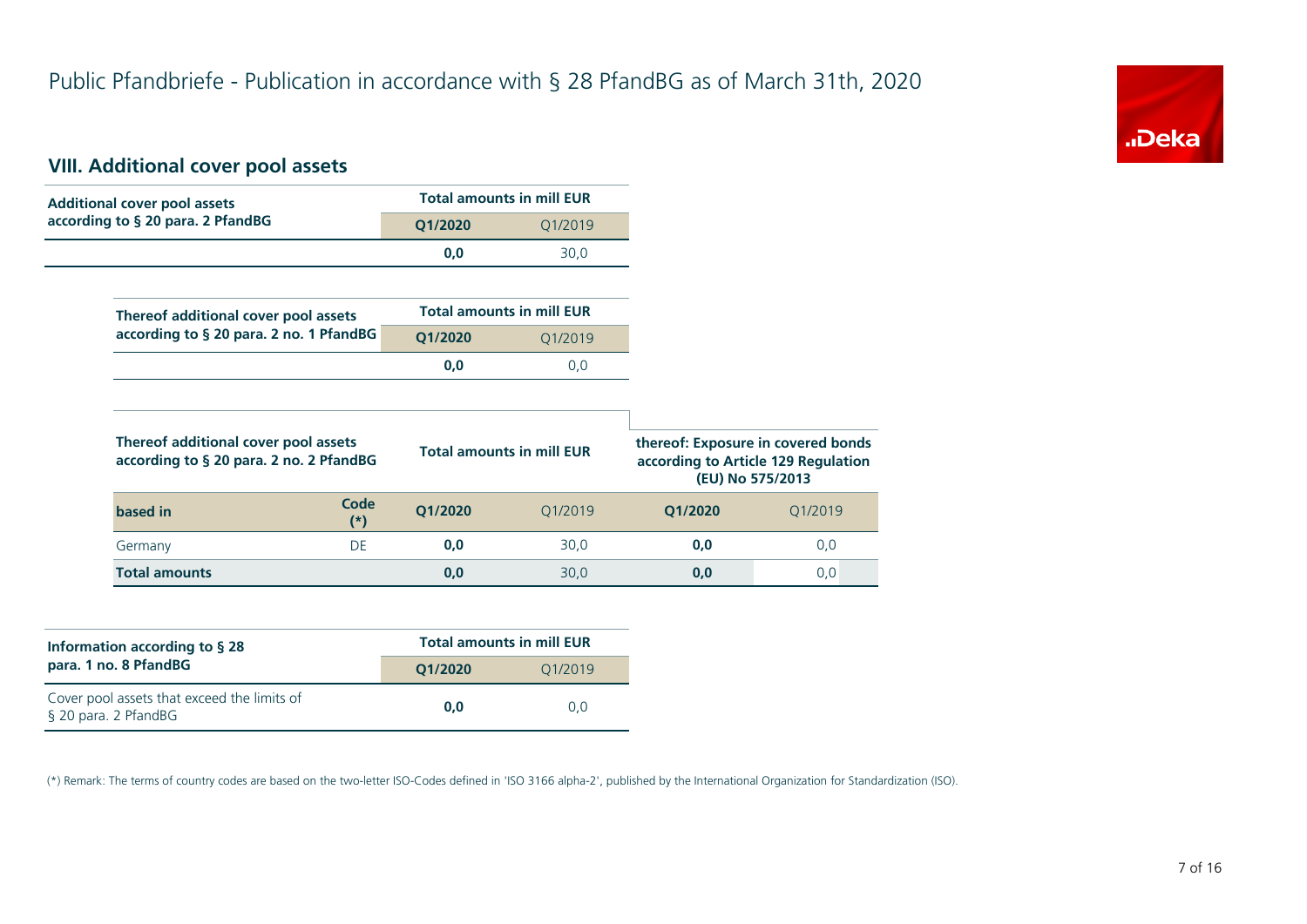# Public Pfandbriefe - Publication in accordance with § 28 PfandBG as of March 31th, 2020

## VIII. Additional cover pool assets

| Additional cover pool assets according to § 20 para. 2 PfandBG | Total amounts in mill EUR | |
|---|---|---|
| | **Q1/2020** | Q1/2019 |
| | **0,0** | 30,0 |

| Thereof additional cover pool assets according to § 20 para. 2 no. 1 PfandBG | Total amounts in mill EUR | |
|---|---|---|
| | **Q1/2020** | Q1/2019 |
| | **0,0** | 0,0 |

| Thereof additional cover pool assets according to § 20 para. 2 no. 2 PfandBG | | Total amounts in mill EUR | | thereof: Exposure in covered bonds according to Article 129 Regulation (EU) No 575/2013 | |
|---|---|---|---|---|---|
| **based in** | **Code (*)** | **Q1/2020** | Q1/2019 | **Q1/2020** | Q1/2019 |
| Germany | DE | **0,0** | 30,0 | **0,0** | 0,0 |
| **Total amounts** | | **0,0** | 30,0 | **0,0** | 0,0 |

| Information according to § 28 para. 1 no. 8 PfandBG | Total amounts in mill EUR | |
|---|---|---|
| | **Q1/2020** | Q1/2019 |
| Cover pool assets that exceed the limits of § 20 para. 2 PfandBG | **0,0** | 0,0 |

(*) Remark: The terms of country codes are based on the two-letter ISO-Codes defined in 'ISO 3166 alpha-2', published by the International Organization for Standardization (ISO).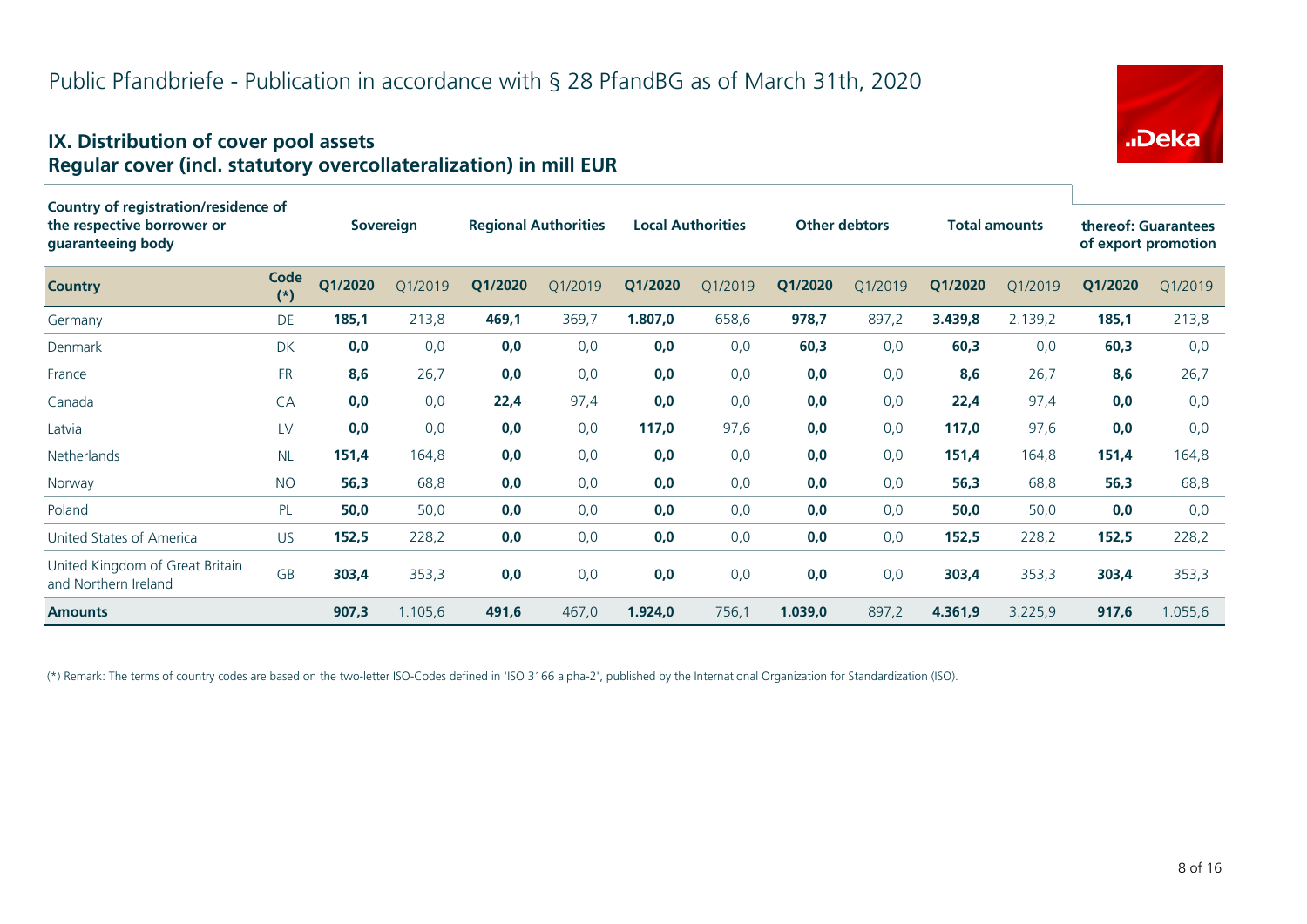# Public Pfandbriefe - Publication in accordance with § 28 PfandBG as of March 31th, 2020

## IX. Distribution of cover pool assets
## Regular cover (incl. statutory overcollateralization) in mill EUR

| Country of registration/residence of the respective borrower or guaranteeing body | | Sovereign | | Regional Authorities | | Local Authorities | | Other debtors | | Total amounts | | thereof: Guarantees of export promotion | |
|---|---|---|---|---|---|---|---|---|---|---|---|---|---|
| **Country** | **Code (*)** | **Q1/2020** | Q1/2019 | **Q1/2020** | Q1/2019 | **Q1/2020** | Q1/2019 | **Q1/2020** | Q1/2019 | **Q1/2020** | Q1/2019 | **Q1/2020** | Q1/2019 |
| Germany | DE | **185,1** | 213,8 | **469,1** | 369,7 | **1.807,0** | 658,6 | **978,7** | 897,2 | **3.439,8** | 2.139,2 | **185,1** | 213,8 |
| Denmark | DK | **0,0** | 0,0 | **0,0** | 0,0 | **0,0** | 0,0 | **60,3** | 0,0 | **60,3** | 0,0 | **60,3** | 0,0 |
| France | FR | **8,6** | 26,7 | **0,0** | 0,0 | **0,0** | 0,0 | **0,0** | 0,0 | **8,6** | 26,7 | **8,6** | 26,7 |
| Canada | CA | **0,0** | 0,0 | **22,4** | 97,4 | **0,0** | 0,0 | **0,0** | 0,0 | **22,4** | 97,4 | **0,0** | 0,0 |
| Latvia | LV | **0,0** | 0,0 | **0,0** | 0,0 | **117,0** | 97,6 | **0,0** | 0,0 | **117,0** | 97,6 | **0,0** | 0,0 |
| Netherlands | NL | **151,4** | 164,8 | **0,0** | 0,0 | **0,0** | 0,0 | **0,0** | 0,0 | **151,4** | 164,8 | **151,4** | 164,8 |
| Norway | NO | **56,3** | 68,8 | **0,0** | 0,0 | **0,0** | 0,0 | **0,0** | 0,0 | **56,3** | 68,8 | **56,3** | 68,8 |
| Poland | PL | **50,0** | 50,0 | **0,0** | 0,0 | **0,0** | 0,0 | **0,0** | 0,0 | **50,0** | 50,0 | **0,0** | 0,0 |
| United States of America | US | **152,5** | 228,2 | **0,0** | 0,0 | **0,0** | 0,0 | **0,0** | 0,0 | **152,5** | 228,2 | **152,5** | 228,2 |
| United Kingdom of Great Britain and Northern Ireland | GB | **303,4** | 353,3 | **0,0** | 0,0 | **0,0** | 0,0 | **0,0** | 0,0 | **303,4** | 353,3 | **303,4** | 353,3 |
| **Amounts** | | **907,3** | 1.105,6 | **491,6** | 467,0 | **1.924,0** | 756,1 | **1.039,0** | 897,2 | **4.361,9** | 3.225,9 | **917,6** | 1.055,6 |

(*) Remark: The terms of country codes are based on the two-letter ISO-Codes defined in 'ISO 3166 alpha-2', published by the International Organization for Standardization (ISO).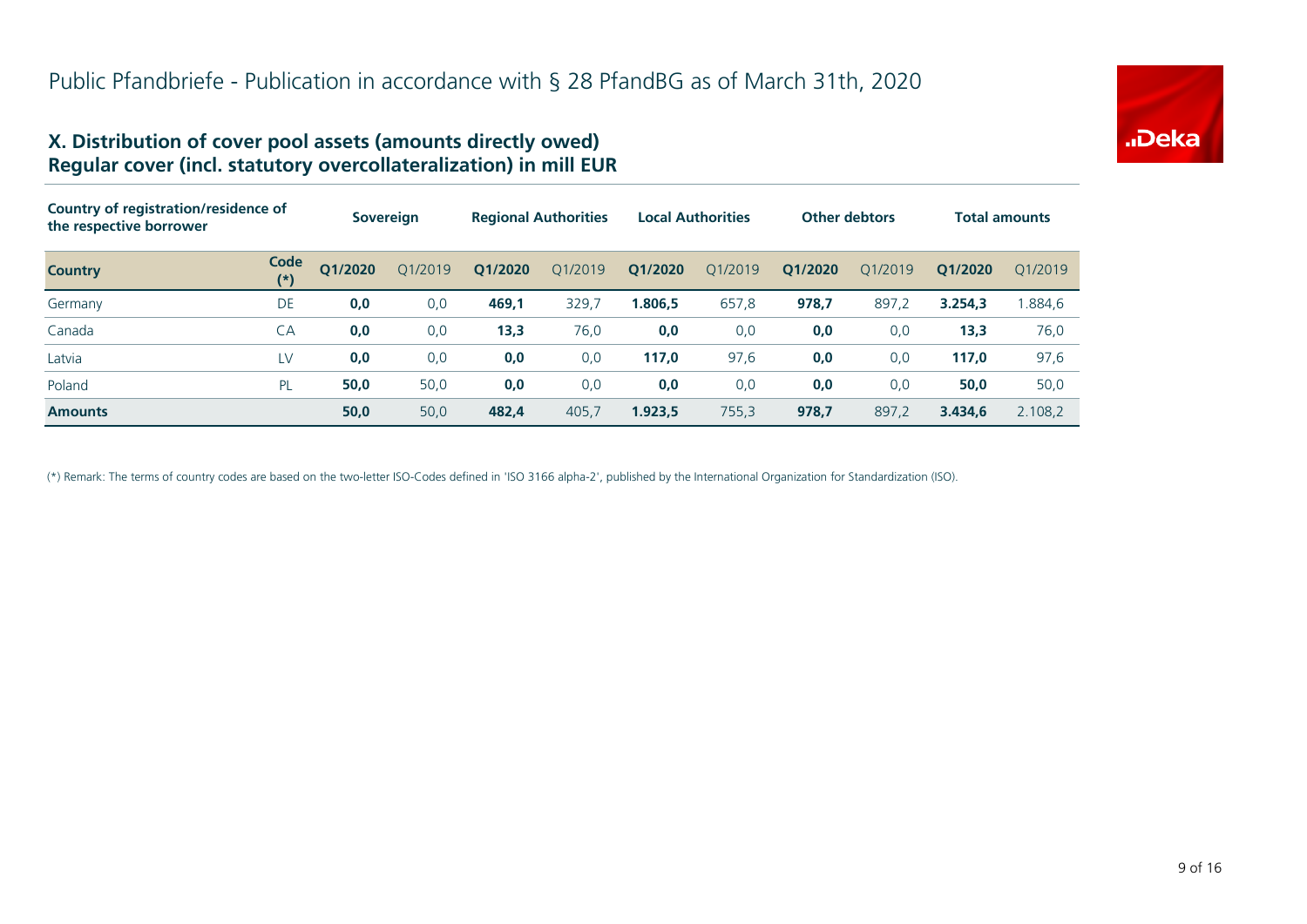# Public Pfandbriefe - Publication in accordance with § 28 PfandBG as of March 31th, 2020

## X. Distribution of cover pool assets (amounts directly owed) Regular cover (incl. statutory overcollateralization) in mill EUR

| Country of registration/residence of the respective borrower | | Sovereign | | Regional Authorities | | Local Authorities | | Other debtors | | Total amounts | |
|---|---|---|---|---|---|---|---|---|---|---|---|
| **Country** | **Code (*)** | **Q1/2020** | Q1/2019 | **Q1/2020** | Q1/2019 | **Q1/2020** | Q1/2019 | **Q1/2020** | Q1/2019 | **Q1/2020** | Q1/2019 |
| Germany | DE | **0,0** | 0,0 | **469,1** | 329,7 | **1.806,5** | 657,8 | **978,7** | 897,2 | **3.254,3** | 1.884,6 |
| Canada | CA | **0,0** | 0,0 | **13,3** | 76,0 | **0,0** | 0,0 | **0,0** | 0,0 | **13,3** | 76,0 |
| Latvia | LV | **0,0** | 0,0 | **0,0** | 0,0 | **117,0** | 97,6 | **0,0** | 0,0 | **117,0** | 97,6 |
| Poland | PL | **50,0** | 50,0 | **0,0** | 0,0 | **0,0** | 0,0 | **0,0** | 0,0 | **50,0** | 50,0 |
| **Amounts** | | **50,0** | 50,0 | **482,4** | 405,7 | **1.923,5** | 755,3 | **978,7** | 897,2 | **3.434,6** | 2.108,2 |

(*) Remark: The terms of country codes are based on the two-letter ISO-Codes defined in 'ISO 3166 alpha-2', published by the International Organization for Standardization (ISO).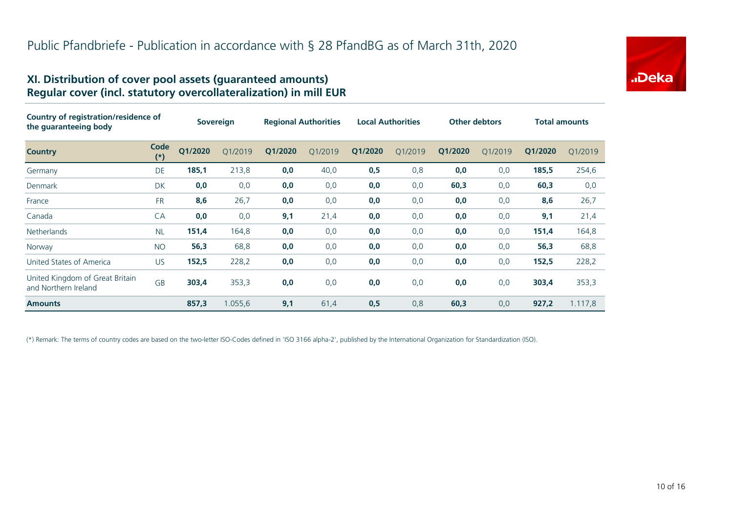# Public Pfandbriefe - Publication in accordance with § 28 PfandBG as of March 31th, 2020

## XI. Distribution of cover pool assets (guaranteed amounts)
## Regular cover (incl. statutory overcollateralization) in mill EUR

| Country of registration/residence of the guaranteeing body | | Sovereign | | Regional Authorities | | Local Authorities | | Other debtors | | Total amounts | |
|---|---|---|---|---|---|---|---|---|---|---|---|
| **Country** | **Code (*)** | **Q1/2020** | Q1/2019 | **Q1/2020** | Q1/2019 | **Q1/2020** | Q1/2019 | **Q1/2020** | Q1/2019 | **Q1/2020** | Q1/2019 |
| Germany | DE | **185,1** | 213,8 | **0,0** | 40,0 | **0,5** | 0,8 | **0,0** | 0,0 | **185,5** | 254,6 |
| Denmark | DK | **0,0** | 0,0 | **0,0** | 0,0 | **0,0** | 0,0 | **60,3** | 0,0 | **60,3** | 0,0 |
| France | FR | **8,6** | 26,7 | **0,0** | 0,0 | **0,0** | 0,0 | **0,0** | 0,0 | **8,6** | 26,7 |
| Canada | CA | **0,0** | 0,0 | **9,1** | 21,4 | **0,0** | 0,0 | **0,0** | 0,0 | **9,1** | 21,4 |
| Netherlands | NL | **151,4** | 164,8 | **0,0** | 0,0 | **0,0** | 0,0 | **0,0** | 0,0 | **151,4** | 164,8 |
| Norway | NO | **56,3** | 68,8 | **0,0** | 0,0 | **0,0** | 0,0 | **0,0** | 0,0 | **56,3** | 68,8 |
| United States of America | US | **152,5** | 228,2 | **0,0** | 0,0 | **0,0** | 0,0 | **0,0** | 0,0 | **152,5** | 228,2 |
| United Kingdom of Great Britain and Northern Ireland | GB | **303,4** | 353,3 | **0,0** | 0,0 | **0,0** | 0,0 | **0,0** | 0,0 | **303,4** | 353,3 |
| **Amounts** | | **857,3** | 1.055,6 | **9,1** | 61,4 | **0,5** | 0,8 | **60,3** | 0,0 | **927,2** | 1.117,8 |

(*) Remark: The terms of country codes are based on the two-letter ISO-Codes defined in 'ISO 3166 alpha-2', published by the International Organization for Standardization (ISO).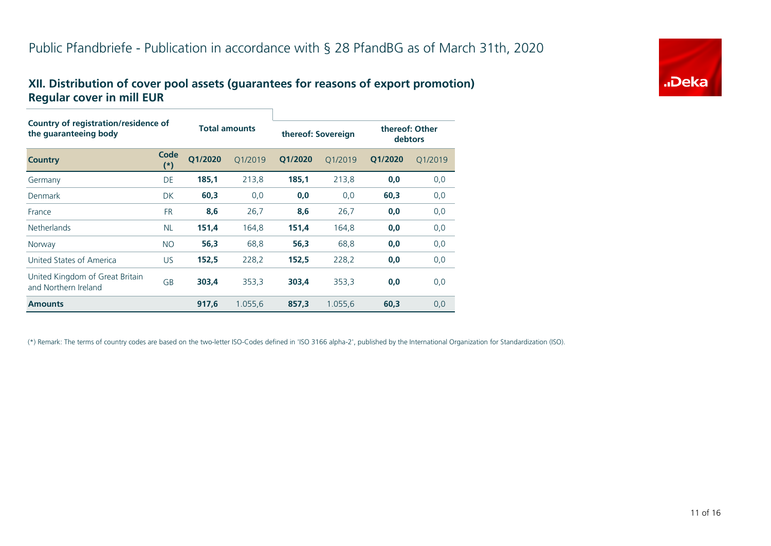# Public Pfandbriefe - Publication in accordance with § 28 PfandBG as of March 31th, 2020

## XII. Distribution of cover pool assets (guarantees for reasons of export promotion) Regular cover in mill EUR

| Country of registration/residence of the guaranteeing body | | Total amounts | | thereof: Sovereign | | thereof: Other debtors | |
|---|---|---|---|---|---|---|---|
| **Country** | **Code (*)** | **Q1/2020** | Q1/2019 | **Q1/2020** | Q1/2019 | **Q1/2020** | Q1/2019 |
| Germany | DE | **185,1** | 213,8 | **185,1** | 213,8 | **0,0** | 0,0 |
| Denmark | DK | **60,3** | 0,0 | **0,0** | 0,0 | **60,3** | 0,0 |
| France | FR | **8,6** | 26,7 | **8,6** | 26,7 | **0,0** | 0,0 |
| Netherlands | NL | **151,4** | 164,8 | **151,4** | 164,8 | **0,0** | 0,0 |
| Norway | NO | **56,3** | 68,8 | **56,3** | 68,8 | **0,0** | 0,0 |
| United States of America | US | **152,5** | 228,2 | **152,5** | 228,2 | **0,0** | 0,0 |
| United Kingdom of Great Britain and Northern Ireland | GB | **303,4** | 353,3 | **303,4** | 353,3 | **0,0** | 0,0 |
| **Amounts** | | **917,6** | 1.055,6 | **857,3** | 1.055,6 | **60,3** | 0,0 |

(*) Remark: The terms of country codes are based on the two-letter ISO-Codes defined in 'ISO 3166 alpha-2', published by the International Organization for Standardization (ISO).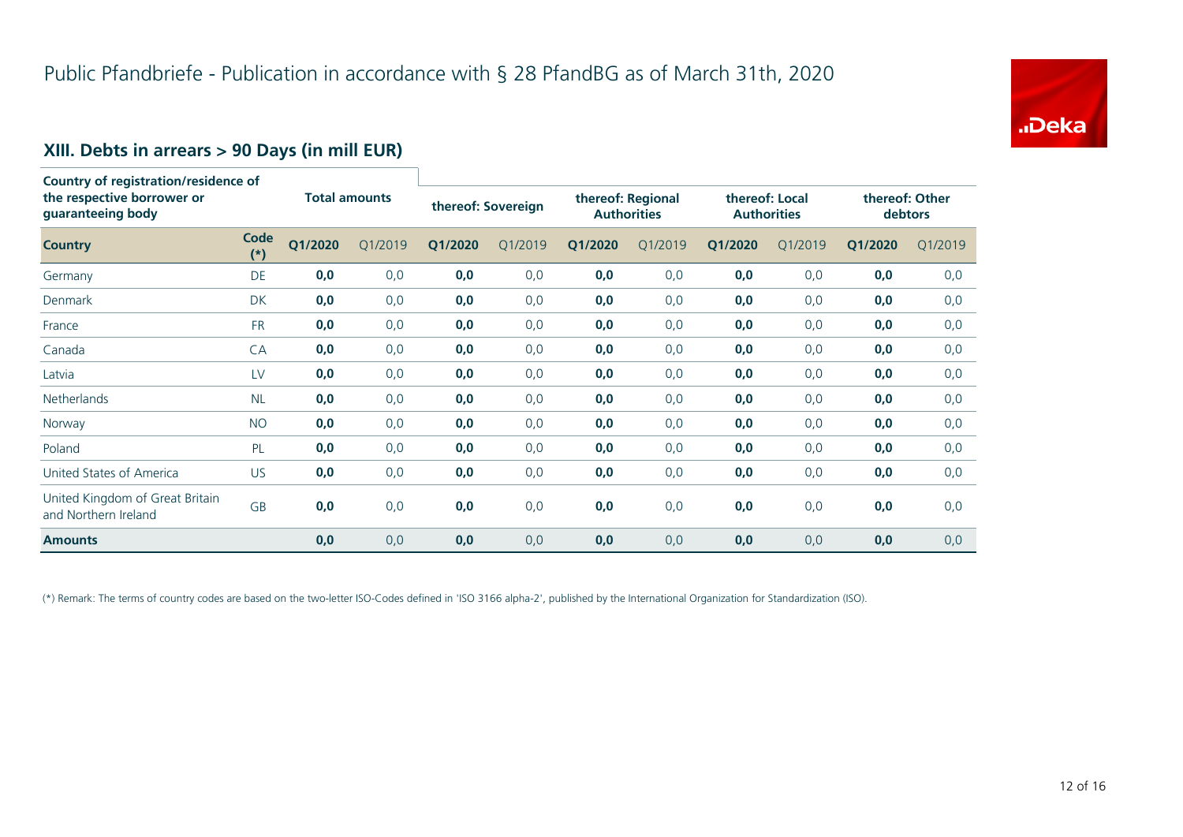# Public Pfandbriefe - Publication in accordance with § 28 PfandBG as of March 31th, 2020

## XIII. Debts in arrears > 90 Days (in mill EUR)

| Country of registration/residence of the respective borrower or guaranteeing body | | Total amounts | | thereof: Sovereign | | thereof: Regional Authorities | | thereof: Local Authorities | | thereof: Other debtors | |
|---|---|---|---|---|---|---|---|---|---|---|---|
| **Country** | **Code (*)** | **Q1/2020** | Q1/2019 | **Q1/2020** | Q1/2019 | **Q1/2020** | Q1/2019 | **Q1/2020** | Q1/2019 | **Q1/2020** | Q1/2019 |
| Germany | DE | **0,0** | 0,0 | **0,0** | 0,0 | **0,0** | 0,0 | **0,0** | 0,0 | **0,0** | 0,0 |
| Denmark | DK | **0,0** | 0,0 | **0,0** | 0,0 | **0,0** | 0,0 | **0,0** | 0,0 | **0,0** | 0,0 |
| France | FR | **0,0** | 0,0 | **0,0** | 0,0 | **0,0** | 0,0 | **0,0** | 0,0 | **0,0** | 0,0 |
| Canada | CA | **0,0** | 0,0 | **0,0** | 0,0 | **0,0** | 0,0 | **0,0** | 0,0 | **0,0** | 0,0 |
| Latvia | LV | **0,0** | 0,0 | **0,0** | 0,0 | **0,0** | 0,0 | **0,0** | 0,0 | **0,0** | 0,0 |
| Netherlands | NL | **0,0** | 0,0 | **0,0** | 0,0 | **0,0** | 0,0 | **0,0** | 0,0 | **0,0** | 0,0 |
| Norway | NO | **0,0** | 0,0 | **0,0** | 0,0 | **0,0** | 0,0 | **0,0** | 0,0 | **0,0** | 0,0 |
| Poland | PL | **0,0** | 0,0 | **0,0** | 0,0 | **0,0** | 0,0 | **0,0** | 0,0 | **0,0** | 0,0 |
| United States of America | US | **0,0** | 0,0 | **0,0** | 0,0 | **0,0** | 0,0 | **0,0** | 0,0 | **0,0** | 0,0 |
| United Kingdom of Great Britain and Northern Ireland | GB | **0,0** | 0,0 | **0,0** | 0,0 | **0,0** | 0,0 | **0,0** | 0,0 | **0,0** | 0,0 |
| **Amounts** | | **0,0** | 0,0 | **0,0** | 0,0 | **0,0** | 0,0 | **0,0** | 0,0 | **0,0** | 0,0 |

(*) Remark: The terms of country codes are based on the two-letter ISO-Codes defined in 'ISO 3166 alpha-2', published by the International Organization for Standardization (ISO).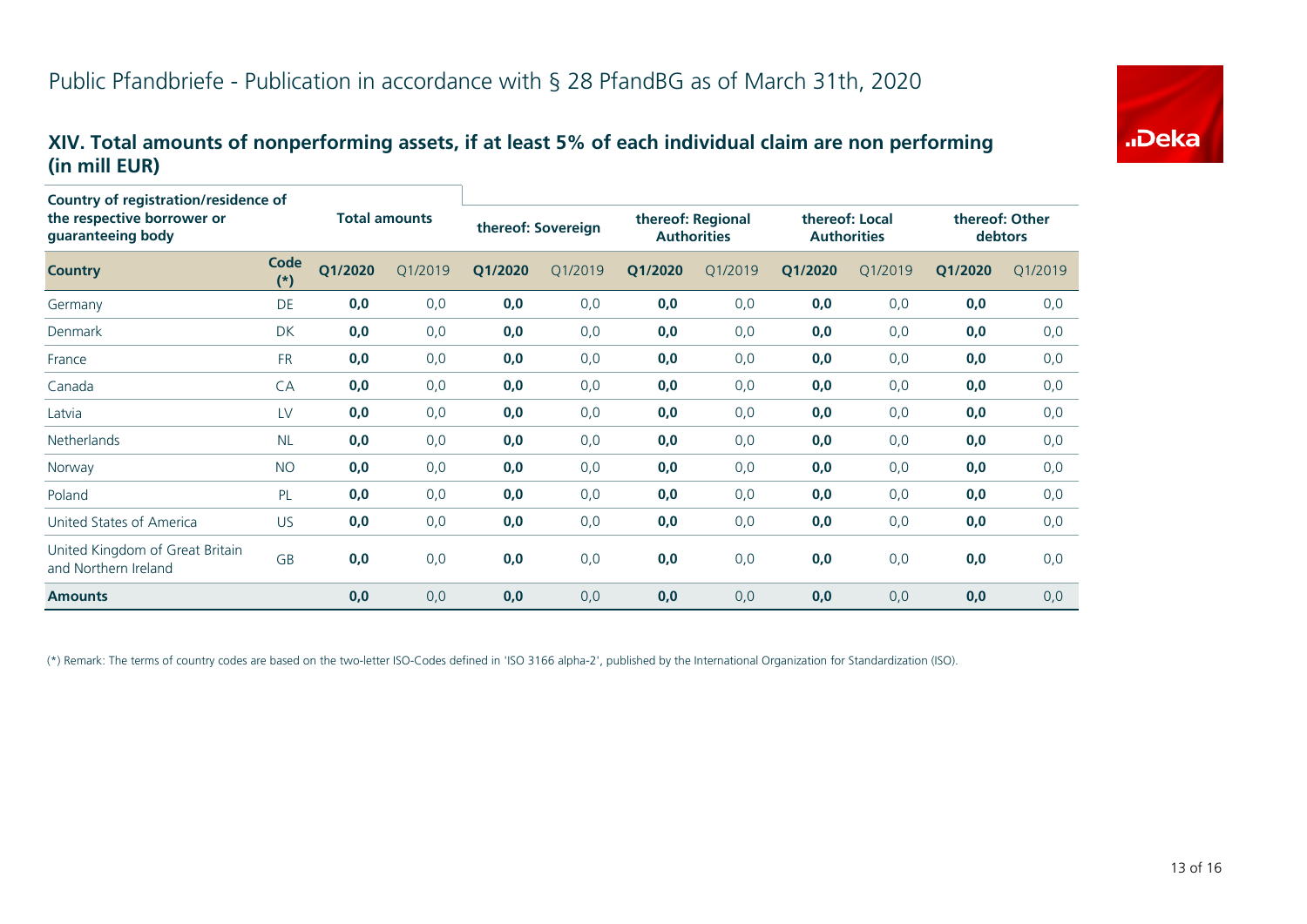# Public Pfandbriefe - Publication in accordance with § 28 PfandBG as of March 31th, 2020

## XIV. Total amounts of nonperforming assets, if at least 5% of each individual claim are non performing (in mill EUR)

| Country of registration/residence of the respective borrower or guaranteeing body | | Total amounts | | thereof: Sovereign | | thereof: Regional Authorities | | thereof: Local Authorities | | thereof: Other debtors | |
|---|---|---|---|---|---|---|---|---|---|---|---|
| **Country** | **Code (*)** | **Q1/2020** | Q1/2019 | **Q1/2020** | Q1/2019 | **Q1/2020** | Q1/2019 | **Q1/2020** | Q1/2019 | **Q1/2020** | Q1/2019 |
| Germany | DE | **0,0** | 0,0 | **0,0** | 0,0 | **0,0** | 0,0 | **0,0** | 0,0 | **0,0** | 0,0 |
| Denmark | DK | **0,0** | 0,0 | **0,0** | 0,0 | **0,0** | 0,0 | **0,0** | 0,0 | **0,0** | 0,0 |
| France | FR | **0,0** | 0,0 | **0,0** | 0,0 | **0,0** | 0,0 | **0,0** | 0,0 | **0,0** | 0,0 |
| Canada | CA | **0,0** | 0,0 | **0,0** | 0,0 | **0,0** | 0,0 | **0,0** | 0,0 | **0,0** | 0,0 |
| Latvia | LV | **0,0** | 0,0 | **0,0** | 0,0 | **0,0** | 0,0 | **0,0** | 0,0 | **0,0** | 0,0 |
| Netherlands | NL | **0,0** | 0,0 | **0,0** | 0,0 | **0,0** | 0,0 | **0,0** | 0,0 | **0,0** | 0,0 |
| Norway | NO | **0,0** | 0,0 | **0,0** | 0,0 | **0,0** | 0,0 | **0,0** | 0,0 | **0,0** | 0,0 |
| Poland | PL | **0,0** | 0,0 | **0,0** | 0,0 | **0,0** | 0,0 | **0,0** | 0,0 | **0,0** | 0,0 |
| United States of America | US | **0,0** | 0,0 | **0,0** | 0,0 | **0,0** | 0,0 | **0,0** | 0,0 | **0,0** | 0,0 |
| United Kingdom of Great Britain and Northern Ireland | GB | **0,0** | 0,0 | **0,0** | 0,0 | **0,0** | 0,0 | **0,0** | 0,0 | **0,0** | 0,0 |
| **Amounts** | | **0,0** | 0,0 | **0,0** | 0,0 | **0,0** | 0,0 | **0,0** | 0,0 | **0,0** | 0,0 |

(*) Remark: The terms of country codes are based on the two-letter ISO-Codes defined in 'ISO 3166 alpha-2', published by the International Organization for Standardization (ISO).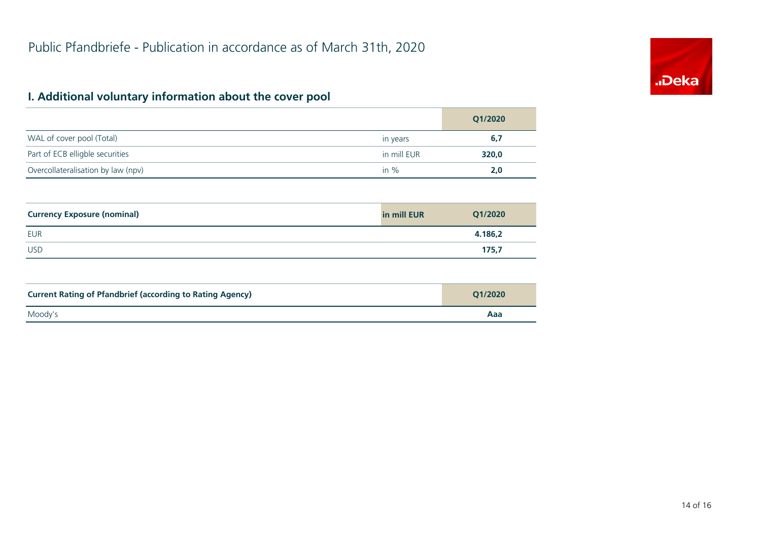# Public Pfandbriefe - Publication in accordance as of March 31th, 2020

## I. Additional voluntary information about the cover pool

| | | Q1/2020 |
|---|---|---|
| WAL of cover pool (Total) | in years | **6,7** |
| Part of ECB elligble securities | in mill EUR | **320,0** |
| Overcollateralisation by law (npv) | in % | **2,0** |

| **Currency Exposure (nominal)** | **in mill EUR** | **Q1/2020** |
|---|---|---|
| EUR | | **4.186,2** |
| USD | | **175,7** |

| **Current Rating of Pfandbrief (according to Rating Agency)** | **Q1/2020** |
|---|---|
| Moody's | **Aaa** |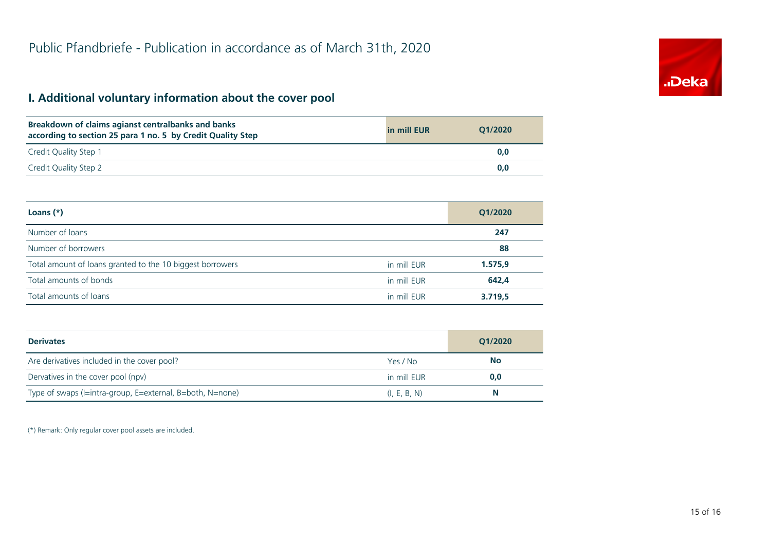# Public Pfandbriefe - Publication in accordance as of March 31th, 2020

## I. Additional voluntary information about the cover pool

| Breakdown of claims agianst centralbanks and banks according to section 25 para 1 no. 5 by Credit Quality Step | in mill EUR | Q1/2020 |
|---|---|---|
| Credit Quality Step 1 | | 0,0 |
| Credit Quality Step 2 | | 0,0 |

| Loans (*) | | Q1/2020 |
|---|---|---|
| Number of loans | | 247 |
| Number of borrowers | | 88 |
| Total amount of loans granted to the 10 biggest borrowers | in mill EUR | 1.575,9 |
| Total amounts of bonds | in mill EUR | 642,4 |
| Total amounts of loans | in mill EUR | 3.719,5 |

| Derivates | | Q1/2020 |
|---|---|---|
| Are derivatives included in the cover pool? | Yes / No | No |
| Dervatives in the cover pool (npv) | in mill EUR | 0,0 |
| Type of swaps (I=intra-group, E=external, B=both, N=none) | (I, E, B, N) | N |

(*) Remark: Only regular cover pool assets are included.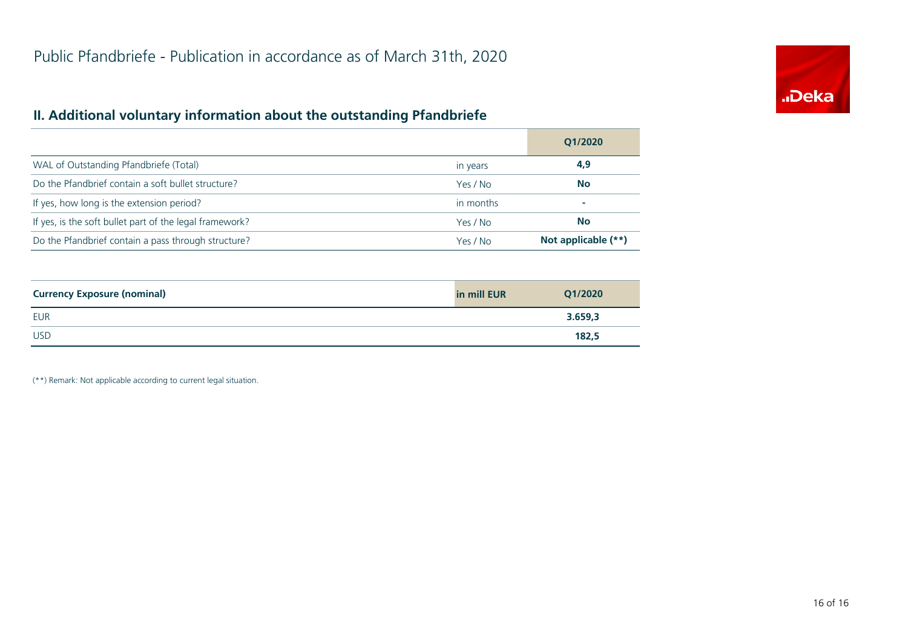# Public Pfandbriefe - Publication in accordance as of March 31th, 2020

## II. Additional voluntary information about the outstanding Pfandbriefe

| | | Q1/2020 |
|---|---|---|
| WAL of Outstanding Pfandbriefe (Total) | in years | **4,9** |
| Do the Pfandbrief contain a soft bullet structure? | Yes / No | **No** |
| If yes, how long is the extension period? | in months | **-** |
| If yes, is the soft bullet part of the legal framework? | Yes / No | **No** |
| Do the Pfandbrief contain a pass through structure? | Yes / No | **Not applicable (**)** |

| **Currency Exposure (nominal)** | **in mill EUR** | **Q1/2020** |
|---|---|---|
| EUR | | **3.659,3** |
| USD | | **182,5** |

(**) Remark: Not applicable according to current legal situation.